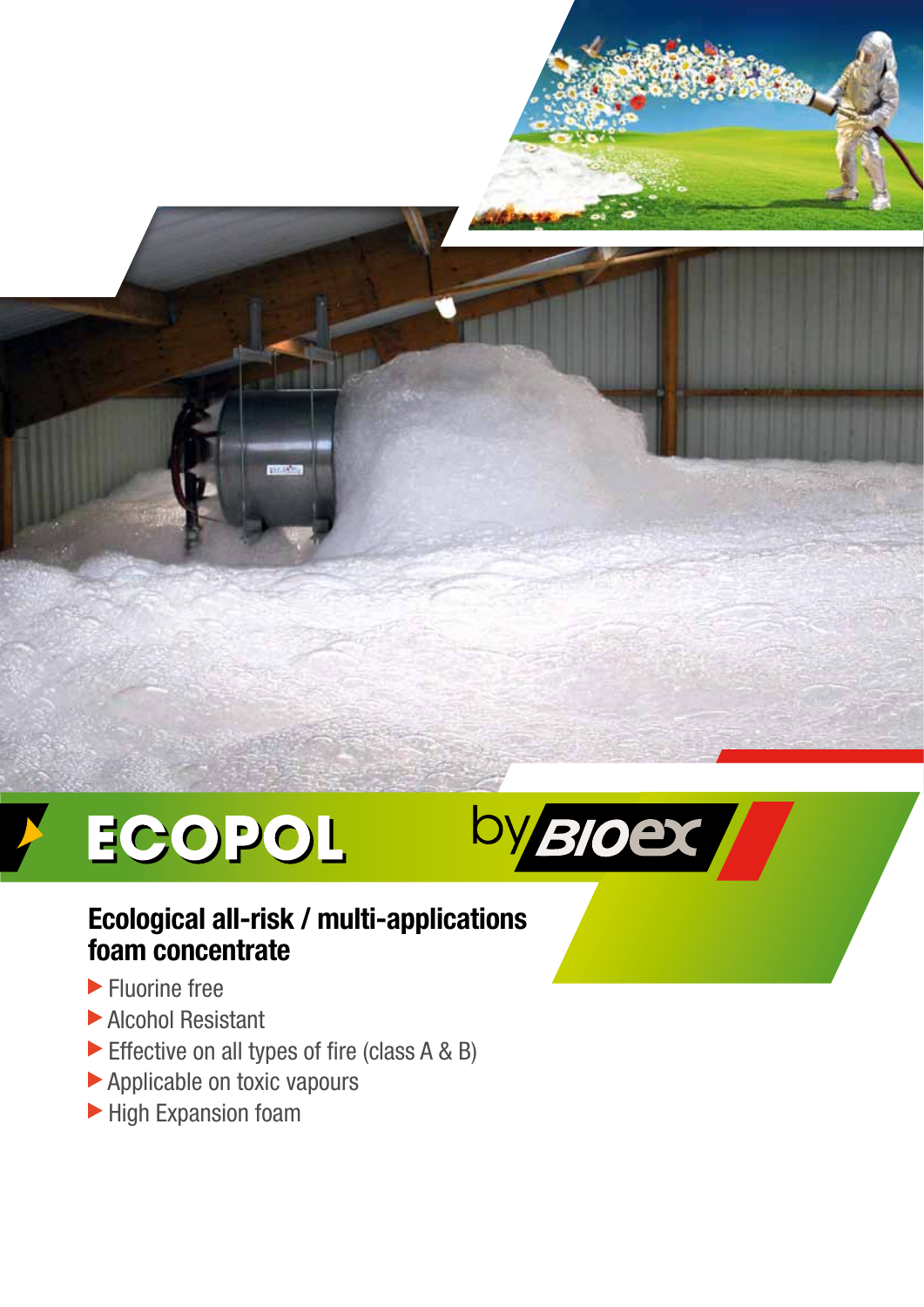# ECOPOL by BIOEX

## Ecological all-risk / multi-applications foam concentrate

- Fluorine free
- Alcohol Resistant
- Effective on all types of fire (class A & B)
- Applicable on toxic vapours
- High Expansion foam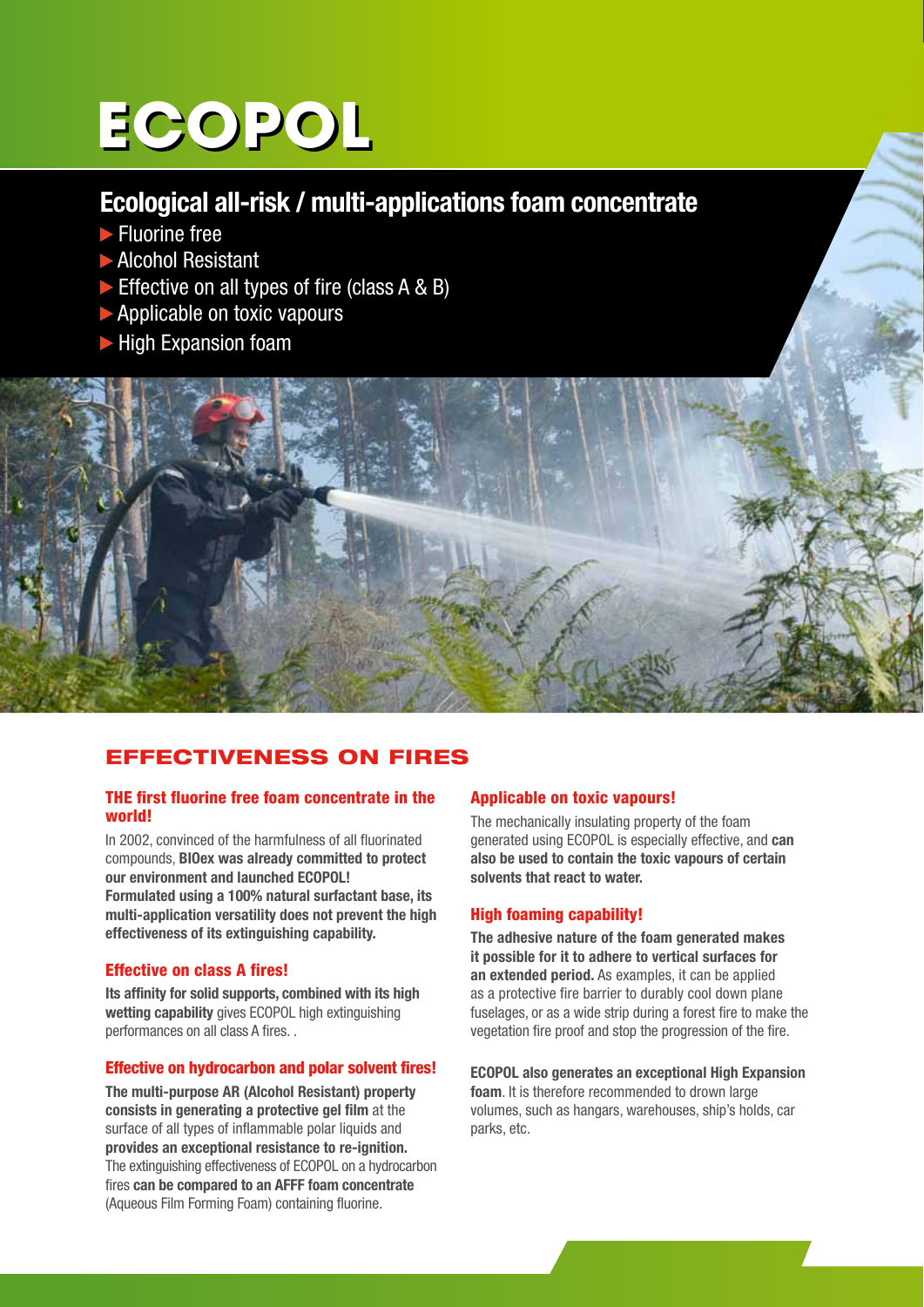# ECOPOL

## Ecological all-risk / multi-applications foam concentrate

- Fluorine free
- Alcohol Resistant
- Effective on all types of fire (class A & B)
- Applicable on toxic vapours
- High Expansion foam

## EFFECTIVENESS ON FIRES

### THE first fluorine free foam concentrate in the world!

In 2002, convinced of the harmfulness of all fluorinated compounds, **BIOex was already committed to protect our environment and launched ECOPOL! Formulated using a 100% natural surfactant base, its multi-application versatility does not prevent the high effectiveness of its extinguishing capability.**

### Effective on class A fires!

**Its affinity for solid supports, combined with its high wetting capability** gives ECOPOL high extinguishing performances on all class A fires. .

### Effective on hydrocarbon and polar solvent fires!

**The multi-purpose AR (Alcohol Resistant) property consists in generating a protective gel film** at the surface of all types of inflammable polar liquids and **provides an exceptional resistance to re-ignition.** The extinguishing effectiveness of ECOPOL on a hydrocarbon fires **can be compared to an AFFF foam concentrate** (Aqueous Film Forming Foam) containing fluorine.

### Applicable on toxic vapours!

The mechanically insulating property of the foam generated using ECOPOL is especially effective, and **can also be used to contain the toxic vapours of certain solvents that react to water.**

### High foaming capability!

**The adhesive nature of the foam generated makes it possible for it to adhere to vertical surfaces for an extended period.** As examples, it can be applied as a protective fire barrier to durably cool down plane fuselages, or as a wide strip during a forest fire to make the vegetation fire proof and stop the progression of the fire.

**ECOPOL also generates an exceptional High Expansion foam**. It is therefore recommended to drown large volumes, such as hangars, warehouses, ship's holds, car parks, etc.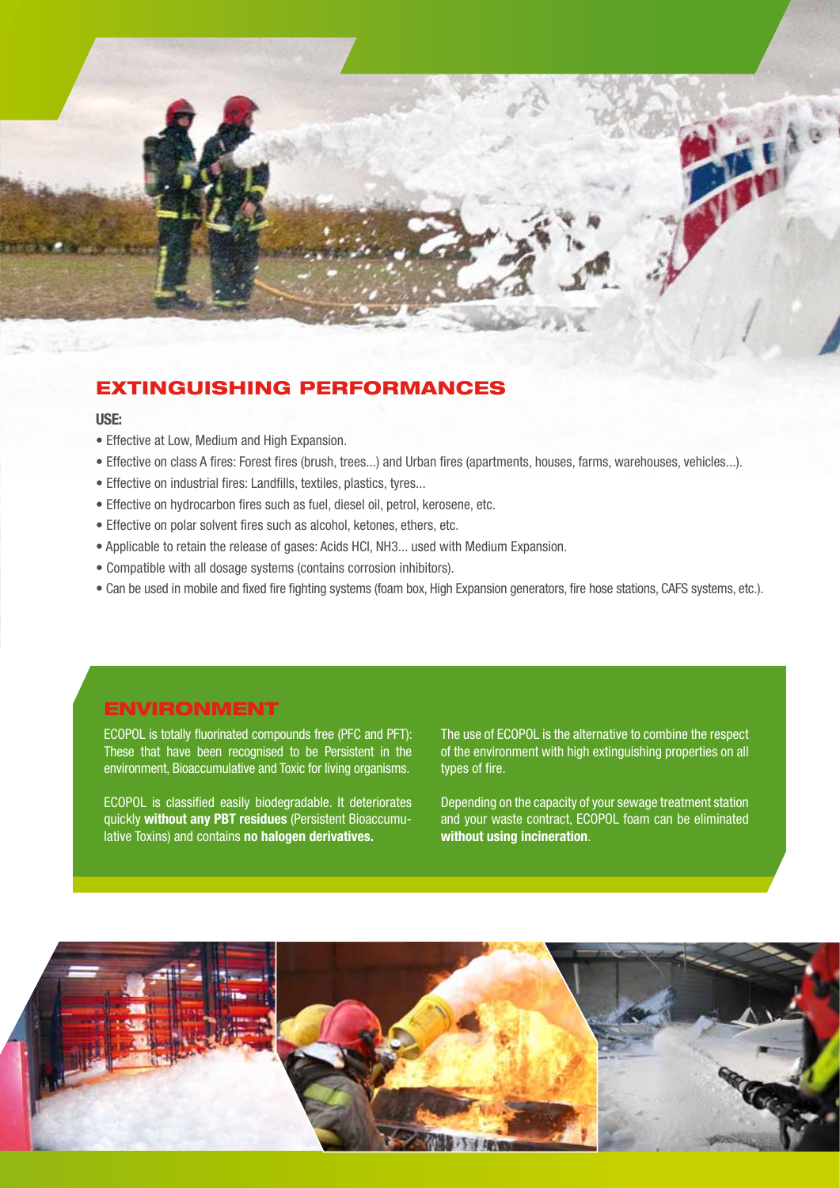## EXTINGUISHING PERFORMANCES

**USE:**

- Effective at Low, Medium and High Expansion.
- Effective on class A fires: Forest fires (brush, trees...) and Urban fires (apartments, houses, farms, warehouses, vehicles...).
- Effective on industrial fires: Landfills, textiles, plastics, tyres...
- Effective on hydrocarbon fires such as fuel, diesel oil, petrol, kerosene, etc.
- Effective on polar solvent fires such as alcohol, ketones, ethers, etc.
- Applicable to retain the release of gases: Acids HCl, $NH_3$... used with Medium Expansion.
- Compatible with all dosage systems (contains corrosion inhibitors).
- Can be used in mobile and fixed fire fighting systems (foam box, High Expansion generators, fire hose stations, CAFS systems, etc.).

## ENVIRONMENT

ECOPOL is totally fluorinated compounds free (PFC and PFT): These that have been recognised to be Persistent in the environment, Bioaccumulative and Toxic for living organisms.

ECOPOL is classified easily biodegradable. It deteriorates quickly **without any PBT residues** (Persistent Bioaccumulative Toxins) and contains **no halogen derivatives.**

The use of ECOPOL is the alternative to combine the respect of the environment with high extinguishing properties on all types of fire.

Depending on the capacity of your sewage treatment station and your waste contract, ECOPOL foam can be eliminated **without using incineration**.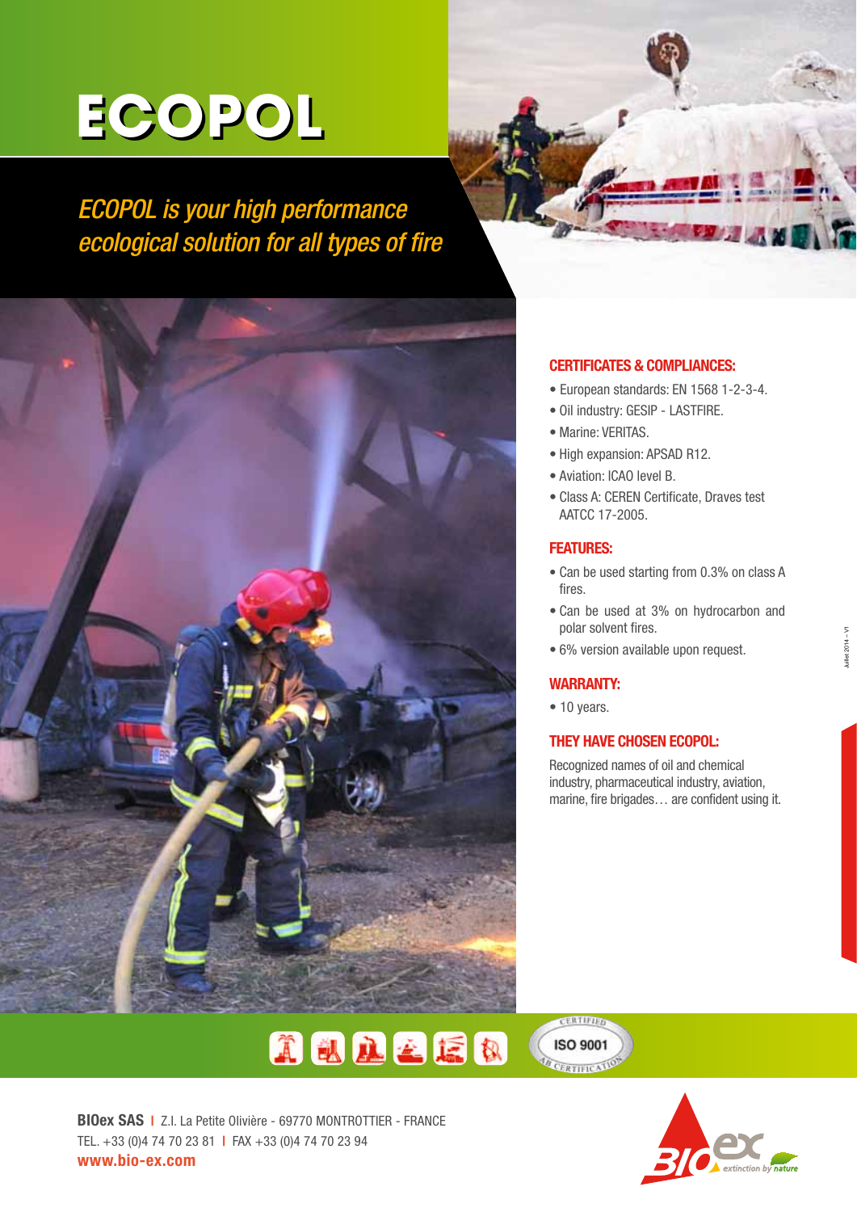# ECOPOL

*ECOPOL is your high performance ecological solution for all types of fire*

## CERTIFICATES & COMPLIANCES:

- European standards: EN 1568 1-2-3-4.
- Oil industry: GESIP - LASTFIRE.
- Marine: VERITAS.
- High expansion: APSAD R12.
- Aviation: ICAO level B.
- Class A: CEREN Certificate, Draves test AATCC 17-2005.

## FEATURES:

- Can be used starting from 0.3% on class A fires.
- Can be used at 3% on hydrocarbon and polar solvent fires.
- 6% version available upon request.

## WARRANTY:

- 10 years.

## THEY HAVE CHOSEN ECOPOL:

Recognized names of oil and chemical industry, pharmaceutical industry, aviation, marine, fire brigades… are confident using it.

ISO 9001

Juillet 2014 – V1

**BIOex SAS** I Z.I. La Petite Olivière - 69770 MONTROTTIER - FRANCE
TEL. +33 (0)4 74 70 23 81 I FAX +33 (0)4 74 70 23 94
**www.bio-ex.com**

BIOex extinction by nature